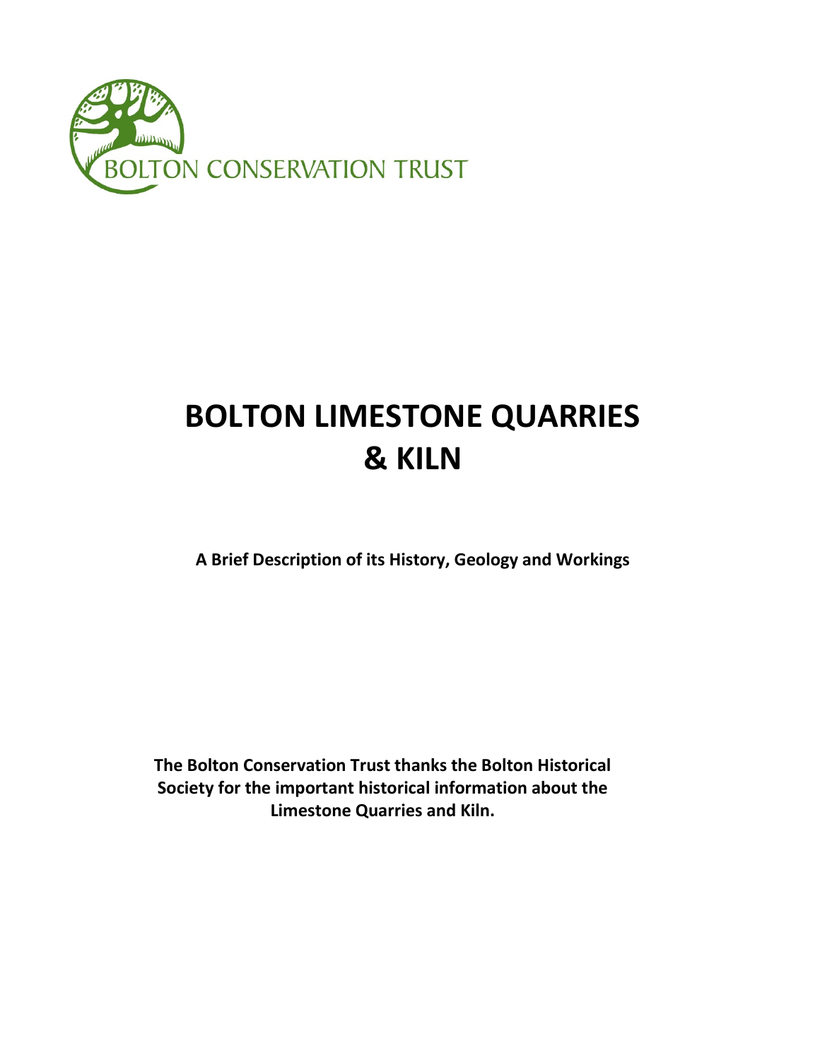BOLTON CONSERVATION TRUST

# BOLTON LIMESTONE QUARRIES & KILN

**A Brief Description of its History, Geology and Workings**

**The Bolton Conservation Trust thanks the Bolton Historical Society for the important historical information about the Limestone Quarries and Kiln.**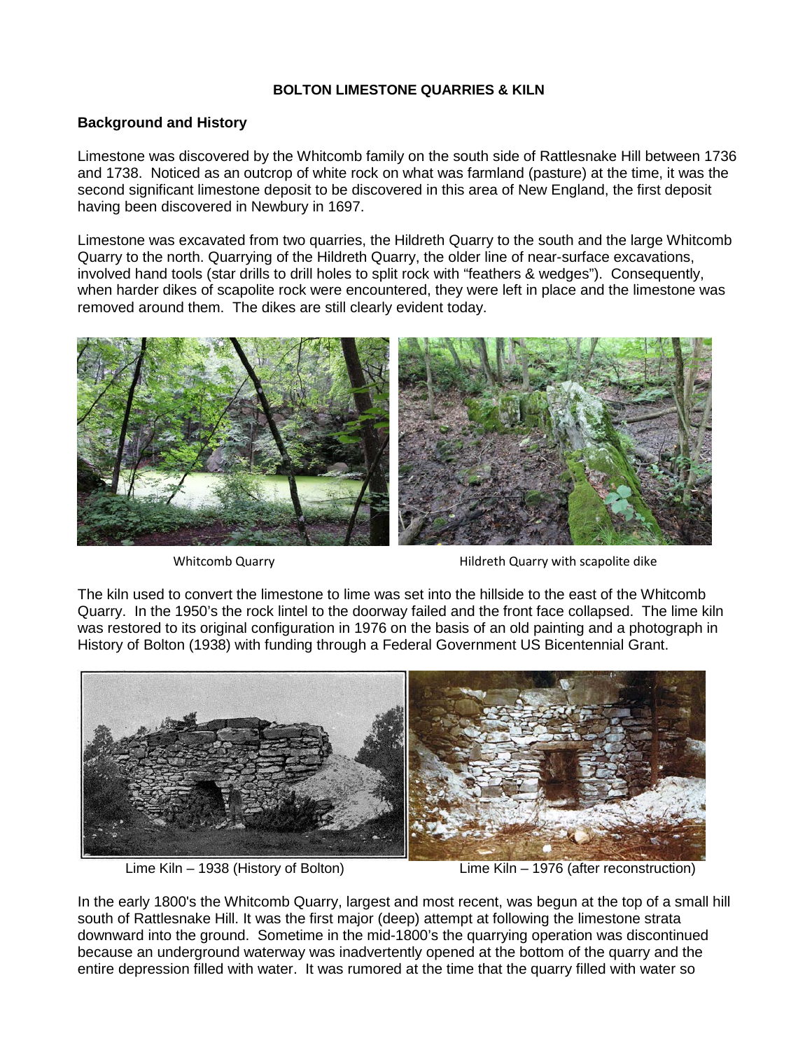**BOLTON LIMESTONE QUARRIES & KILN**

## Background and History

Limestone was discovered by the Whitcomb family on the south side of Rattlesnake Hill between 1736 and 1738. Noticed as an outcrop of white rock on what was farmland (pasture) at the time, it was the second significant limestone deposit to be discovered in this area of New England, the first deposit having been discovered in Newbury in 1697.

Limestone was excavated from two quarries, the Hildreth Quarry to the south and the large Whitcomb Quarry to the north. Quarrying of the Hildreth Quarry, the older line of near-surface excavations, involved hand tools (star drills to drill holes to split rock with "feathers & wedges"). Consequently, when harder dikes of scapolite rock were encountered, they were left in place and the limestone was removed around them. The dikes are still clearly evident today.

Whitcomb Quarry

Hildreth Quarry with scapolite dike

The kiln used to convert the limestone to lime was set into the hillside to the east of the Whitcomb Quarry. In the 1950's the rock lintel to the doorway failed and the front face collapsed. The lime kiln was restored to its original configuration in 1976 on the basis of an old painting and a photograph in History of Bolton (1938) with funding through a Federal Government US Bicentennial Grant.

Lime Kiln – 1938 (History of Bolton)

Lime Kiln – 1976 (after reconstruction)

In the early 1800's the Whitcomb Quarry, largest and most recent, was begun at the top of a small hill south of Rattlesnake Hill. It was the first major (deep) attempt at following the limestone strata downward into the ground. Sometime in the mid-1800's the quarrying operation was discontinued because an underground waterway was inadvertently opened at the bottom of the quarry and the entire depression filled with water. It was rumored at the time that the quarry filled with water so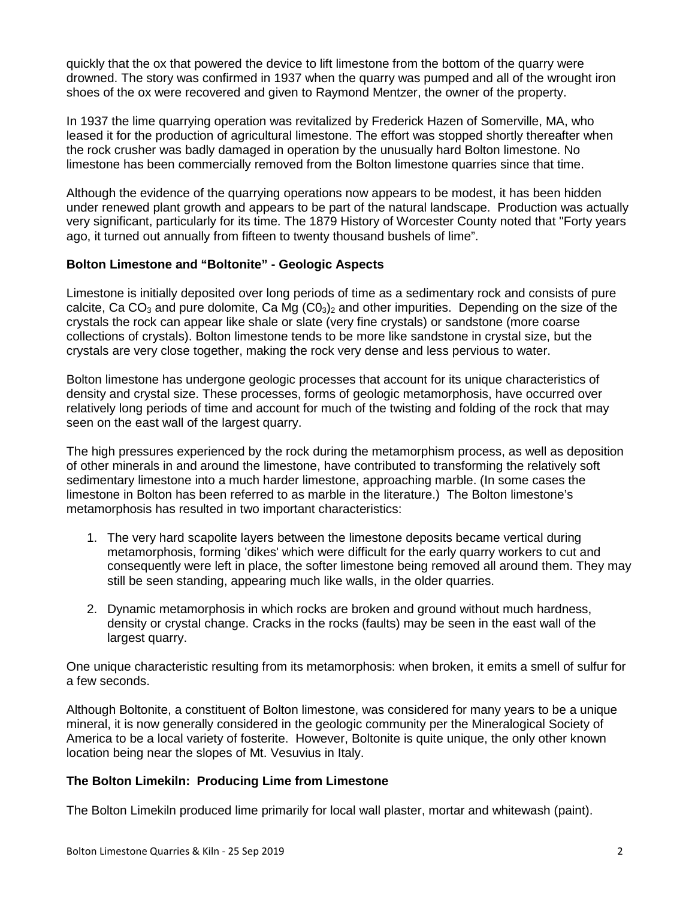quickly that the ox that powered the device to lift limestone from the bottom of the quarry were drowned. The story was confirmed in 1937 when the quarry was pumped and all of the wrought iron shoes of the ox were recovered and given to Raymond Mentzer, the owner of the property.

In 1937 the lime quarrying operation was revitalized by Frederick Hazen of Somerville, MA, who leased it for the production of agricultural limestone. The effort was stopped shortly thereafter when the rock crusher was badly damaged in operation by the unusually hard Bolton limestone. No limestone has been commercially removed from the Bolton limestone quarries since that time.

Although the evidence of the quarrying operations now appears to be modest, it has been hidden under renewed plant growth and appears to be part of the natural landscape. Production was actually very significant, particularly for its time. The 1879 History of Worcester County noted that "Forty years ago, it turned out annually from fifteen to twenty thousand bushels of lime".

**Bolton Limestone and "Boltonite" - Geologic Aspects**

Limestone is initially deposited over long periods of time as a sedimentary rock and consists of pure calcite, $Ca\ CO_3$ and pure dolomite, $Ca\ Mg\ (C0_3)_2$ and other impurities. Depending on the size of the crystals the rock can appear like shale or slate (very fine crystals) or sandstone (more coarse collections of crystals). Bolton limestone tends to be more like sandstone in crystal size, but the crystals are very close together, making the rock very dense and less pervious to water.

Bolton limestone has undergone geologic processes that account for its unique characteristics of density and crystal size. These processes, forms of geologic metamorphosis, have occurred over relatively long periods of time and account for much of the twisting and folding of the rock that may seen on the east wall of the largest quarry.

The high pressures experienced by the rock during the metamorphism process, as well as deposition of other minerals in and around the limestone, have contributed to transforming the relatively soft sedimentary limestone into a much harder limestone, approaching marble. (In some cases the limestone in Bolton has been referred to as marble in the literature.) The Bolton limestone's metamorphosis has resulted in two important characteristics:

1. The very hard scapolite layers between the limestone deposits became vertical during metamorphosis, forming 'dikes' which were difficult for the early quarry workers to cut and consequently were left in place, the softer limestone being removed all around them. They may still be seen standing, appearing much like walls, in the older quarries.

2. Dynamic metamorphosis in which rocks are broken and ground without much hardness, density or crystal change. Cracks in the rocks (faults) may be seen in the east wall of the largest quarry.

One unique characteristic resulting from its metamorphosis: when broken, it emits a smell of sulfur for a few seconds.

Although Boltonite, a constituent of Bolton limestone, was considered for many years to be a unique mineral, it is now generally considered in the geologic community per the Mineralogical Society of America to be a local variety of fosterite. However, Boltonite is quite unique, the only other known location being near the slopes of Mt. Vesuvius in Italy.

**The Bolton Limekiln: Producing Lime from Limestone**

The Bolton Limekiln produced lime primarily for local wall plaster, mortar and whitewash (paint).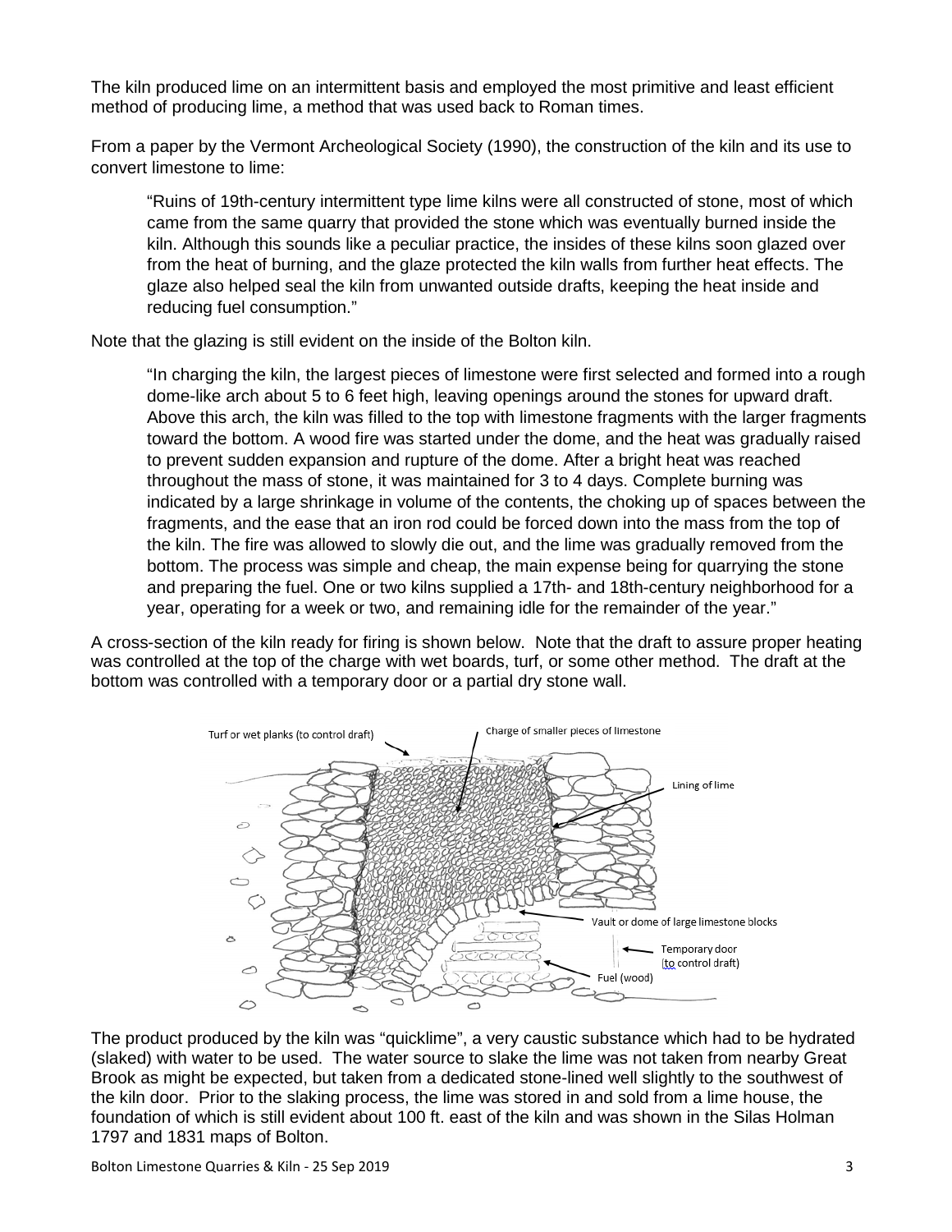The kiln produced lime on an intermittent basis and employed the most primitive and least efficient method of producing lime, a method that was used back to Roman times.

From a paper by the Vermont Archeological Society (1990), the construction of the kiln and its use to convert limestone to lime:

> "Ruins of 19th-century intermittent type lime kilns were all constructed of stone, most of which came from the same quarry that provided the stone which was eventually burned inside the kiln. Although this sounds like a peculiar practice, the insides of these kilns soon glazed over from the heat of burning, and the glaze protected the kiln walls from further heat effects. The glaze also helped seal the kiln from unwanted outside drafts, keeping the heat inside and reducing fuel consumption."

Note that the glazing is still evident on the inside of the Bolton kiln.

> "In charging the kiln, the largest pieces of limestone were first selected and formed into a rough dome-like arch about 5 to 6 feet high, leaving openings around the stones for upward draft. Above this arch, the kiln was filled to the top with limestone fragments with the larger fragments toward the bottom. A wood fire was started under the dome, and the heat was gradually raised to prevent sudden expansion and rupture of the dome. After a bright heat was reached throughout the mass of stone, it was maintained for 3 to 4 days. Complete burning was indicated by a large shrinkage in volume of the contents, the choking up of spaces between the fragments, and the ease that an iron rod could be forced down into the mass from the top of the kiln. The fire was allowed to slowly die out, and the lime was gradually removed from the bottom. The process was simple and cheap, the main expense being for quarrying the stone and preparing the fuel. One or two kilns supplied a 17th- and 18th-century neighborhood for a year, operating for a week or two, and remaining idle for the remainder of the year."

A cross-section of the kiln ready for firing is shown below. Note that the draft to assure proper heating was controlled at the top of the charge with wet boards, turf, or some other method. The draft at the bottom was controlled with a temporary door or a partial dry stone wall.

Turf or wet planks (to control draft)

Charge of smaller pieces of limestone

Lining of lime

Vault or dome of large limestone blocks

Temporary door (to control draft)

Fuel (wood)

The product produced by the kiln was "quicklime", a very caustic substance which had to be hydrated (slaked) with water to be used. The water source to slake the lime was not taken from nearby Great Brook as might be expected, but taken from a dedicated stone-lined well slightly to the southwest of the kiln door. Prior to the slaking process, the lime was stored in and sold from a lime house, the foundation of which is still evident about 100 ft. east of the kiln and was shown in the Silas Holman 1797 and 1831 maps of Bolton.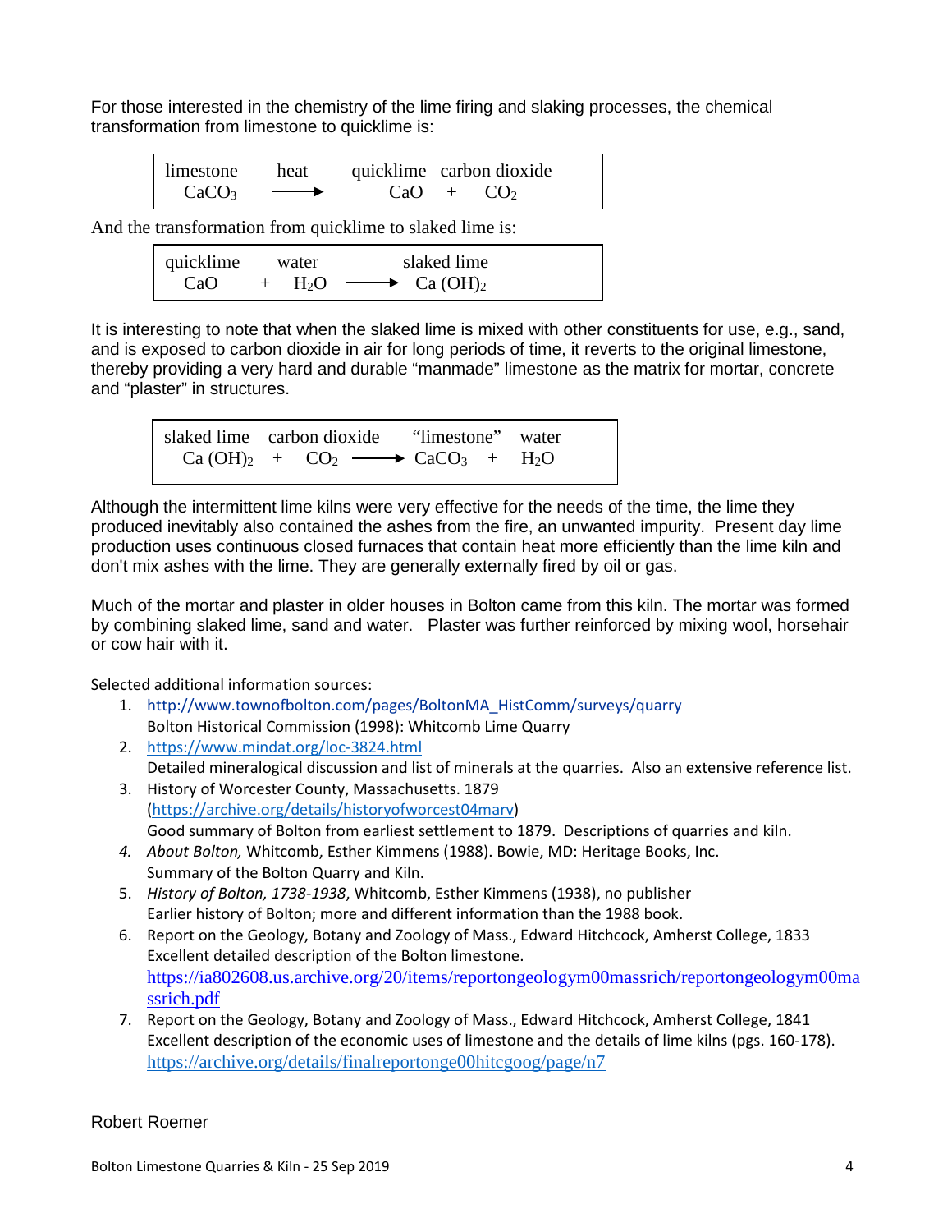For those interested in the chemistry of the lime firing and slaking processes, the chemical transformation from limestone to quicklime is:

$$\underset{CaCO_3}{\text{limestone}} \xrightarrow{\text{heat}} \underset{CaO}{\text{quicklime}} + \underset{CO_2}{\text{carbon dioxide}}$$

And the transformation from quicklime to slaked lime is:

$$\underset{CaO}{\text{quicklime}} + \underset{H_2O}{\text{water}} \longrightarrow \underset{Ca(OH)_2}{\text{slaked lime}}$$

It is interesting to note that when the slaked lime is mixed with other constituents for use, e.g., sand, and is exposed to carbon dioxide in air for long periods of time, it reverts to the original limestone, thereby providing a very hard and durable "manmade" limestone as the matrix for mortar, concrete and "plaster" in structures.

$$\underset{Ca(OH)_2}{\text{slaked lime}} + \underset{CO_2}{\text{carbon dioxide}} \longrightarrow \underset{CaCO_3}{\text{"limestone"}} + \underset{H_2O}{\text{water}}$$

Although the intermittent lime kilns were very effective for the needs of the time, the lime they produced inevitably also contained the ashes from the fire, an unwanted impurity. Present day lime production uses continuous closed furnaces that contain heat more efficiently than the lime kiln and don't mix ashes with the lime. They are generally externally fired by oil or gas.

Much of the mortar and plaster in older houses in Bolton came from this kiln. The mortar was formed by combining slaked lime, sand and water. Plaster was further reinforced by mixing wool, horsehair or cow hair with it.

Selected additional information sources:

1. http://www.townofbolton.com/pages/BoltonMA_HistComm/surveys/quarry
   Bolton Historical Commission (1998): Whitcomb Lime Quarry
2. https://www.mindat.org/loc-3824.html
   Detailed mineralogical discussion and list of minerals at the quarries. Also an extensive reference list.
3. History of Worcester County, Massachusetts. 1879
   (https://archive.org/details/historyofworcest04marv)
   Good summary of Bolton from earliest settlement to 1879. Descriptions of quarries and kiln.
4. *About Bolton,* Whitcomb, Esther Kimmens (1988). Bowie, MD: Heritage Books, Inc.
   Summary of the Bolton Quarry and Kiln.
5. *History of Bolton, 1738-1938*, Whitcomb, Esther Kimmens (1938), no publisher
   Earlier history of Bolton; more and different information than the 1988 book.
6. Report on the Geology, Botany and Zoology of Mass., Edward Hitchcock, Amherst College, 1833
   Excellent detailed description of the Bolton limestone.
   https://ia802608.us.archive.org/20/items/reportongeologym00massrich/reportongeologym00massrich.pdf
7. Report on the Geology, Botany and Zoology of Mass., Edward Hitchcock, Amherst College, 1841
   Excellent description of the economic uses of limestone and the details of lime kilns (pgs. 160-178).
   https://archive.org/details/finalreportonge00hitcgoog/page/n7

Robert Roemer